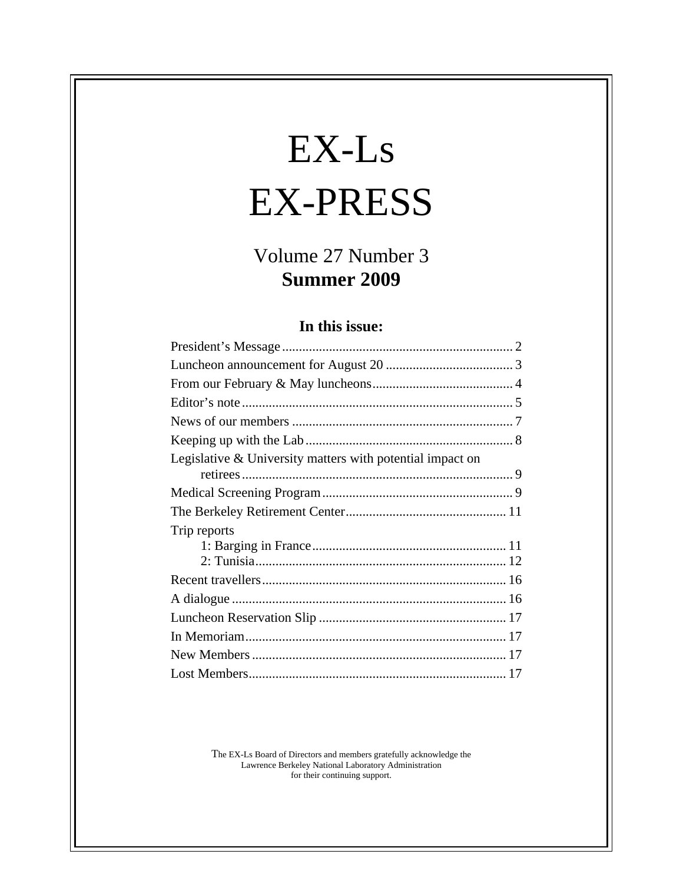# EX-Ls

# EX-PRESS

## Volume 27 Number 3
## **Summer 2009**

### In this issue:

President's Message .................... 2
Luncheon announcement for August 20 .................... 3
From our February & May luncheons .................... 4
Editor's note .................... 5
News of our members .................... 7
Keeping up with the Lab .................... 8
Legislative & University matters with potential impact on retirees .................... 9
Medical Screening Program .................... 9
The Berkeley Retirement Center .................... 11
Trip reports
- 1: Barging in France .................... 11
- 2: Tunisia .................... 12

Recent travellers .................... 16
A dialogue .................... 16
Luncheon Reservation Slip .................... 17
In Memoriam .................... 17
New Members .................... 17
Lost Members .................... 17

The EX-Ls Board of Directors and members gratefully acknowledge the Lawrence Berkeley National Laboratory Administration for their continuing support.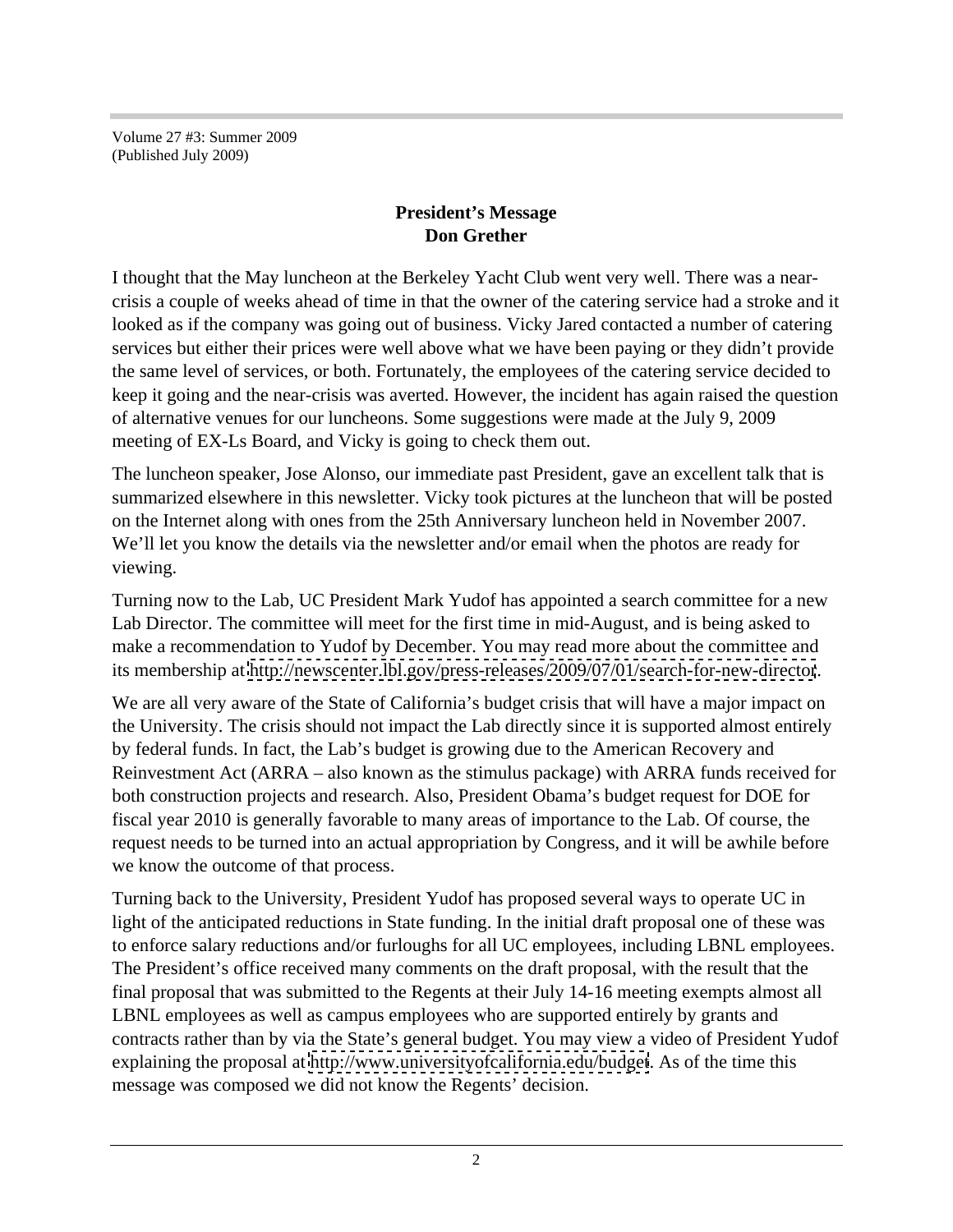Volume 27 #3: Summer 2009
(Published July 2009)

## President's Message
## Don Grether

I thought that the May luncheon at the Berkeley Yacht Club went very well. There was a near-crisis a couple of weeks ahead of time in that the owner of the catering service had a stroke and it looked as if the company was going out of business. Vicky Jared contacted a number of catering services but either their prices were well above what we have been paying or they didn't provide the same level of services, or both. Fortunately, the employees of the catering service decided to keep it going and the near-crisis was averted. However, the incident has again raised the question of alternative venues for our luncheons. Some suggestions were made at the July 9, 2009 meeting of EX-Ls Board, and Vicky is going to check them out.

The luncheon speaker, Jose Alonso, our immediate past President, gave an excellent talk that is summarized elsewhere in this newsletter. Vicky took pictures at the luncheon that will be posted on the Internet along with ones from the 25th Anniversary luncheon held in November 2007. We'll let you know the details via the newsletter and/or email when the photos are ready for viewing.

Turning now to the Lab, UC President Mark Yudof has appointed a search committee for a new Lab Director. The committee will meet for the first time in mid-August, and is being asked to make a recommendation to Yudof by December. You may read more about the committee and its membership at http://newscenter.lbl.gov/press-releases/2009/07/01/search-for-new-director.

We are all very aware of the State of California's budget crisis that will have a major impact on the University. The crisis should not impact the Lab directly since it is supported almost entirely by federal funds. In fact, the Lab's budget is growing due to the American Recovery and Reinvestment Act (ARRA – also known as the stimulus package) with ARRA funds received for both construction projects and research. Also, President Obama's budget request for DOE for fiscal year 2010 is generally favorable to many areas of importance to the Lab. Of course, the request needs to be turned into an actual appropriation by Congress, and it will be awhile before we know the outcome of that process.

Turning back to the University, President Yudof has proposed several ways to operate UC in light of the anticipated reductions in State funding. In the initial draft proposal one of these was to enforce salary reductions and/or furloughs for all UC employees, including LBNL employees. The President's office received many comments on the draft proposal, with the result that the final proposal that was submitted to the Regents at their July 14-16 meeting exempts almost all LBNL employees as well as campus employees who are supported entirely by grants and contracts rather than by via the State's general budget. You may view a video of President Yudof explaining the proposal at http://www.universityofcalifornia.edu/budget. As of the time this message was composed we did not know the Regents' decision.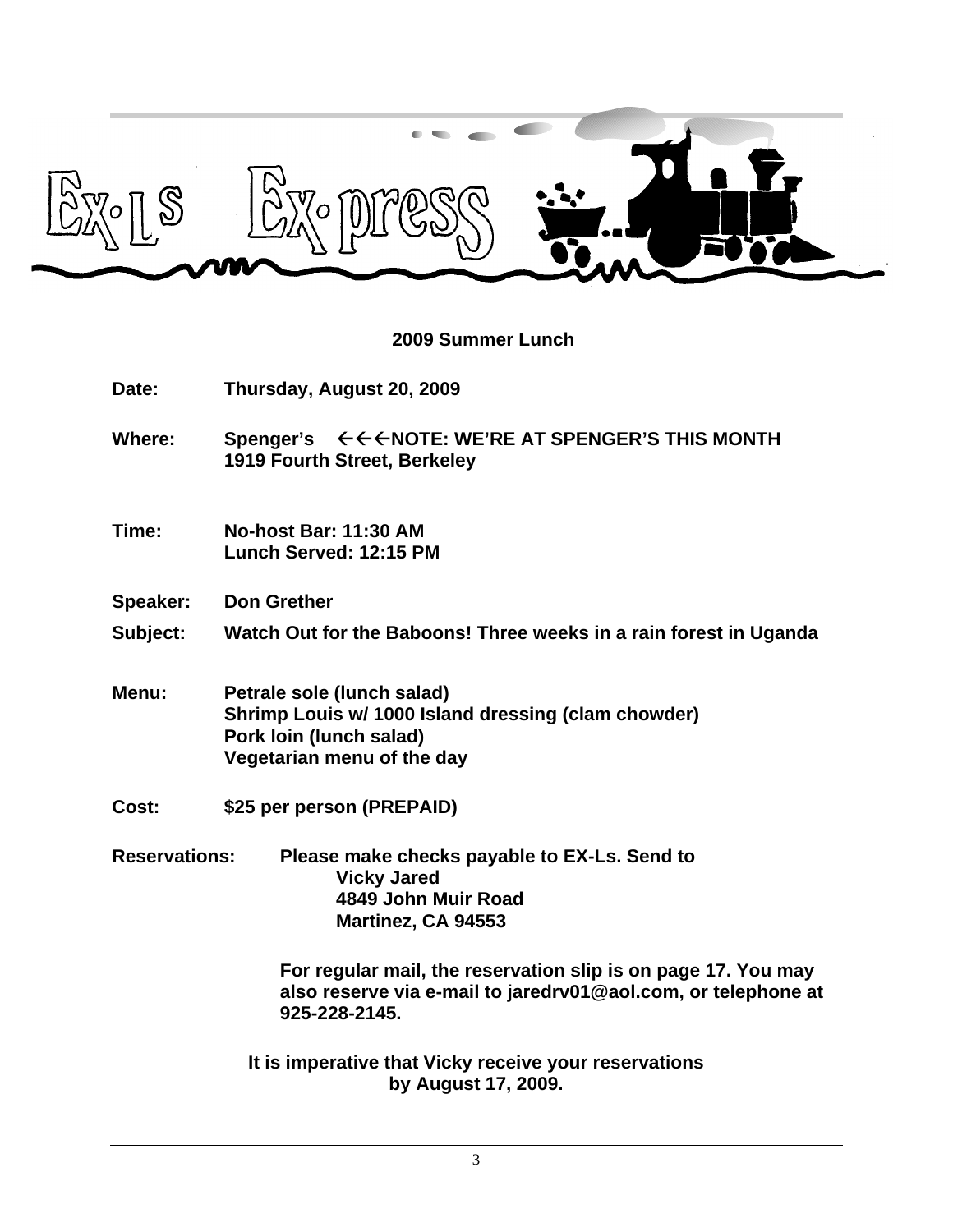# Ex-Ls Ex-press

## 2009 Summer Lunch

**Date:** Thursday, August 20, 2009

**Where:** Spenger's ←←←NOTE: WE'RE AT SPENGER'S THIS MONTH
1919 Fourth Street, Berkeley

**Time:** No-host Bar: 11:30 AM
Lunch Served: 12:15 PM

**Speaker:** Don Grether

**Subject:** Watch Out for the Baboons! Three weeks in a rain forest in Uganda

**Menu:** Petrale sole (lunch salad)
Shrimp Louis w/ 1000 Island dressing (clam chowder)
Pork loin (lunch salad)
Vegetarian menu of the day

**Cost:** $25 per person (PREPAID)

**Reservations:** Please make checks payable to EX-Ls. Send to
Vicky Jared
4849 John Muir Road
Martinez, CA 94553

For regular mail, the reservation slip is on page 17. You may also reserve via e-mail to jaredrv01@aol.com, or telephone at 925-228-2145.

**It is imperative that Vicky receive your reservations by August 17, 2009.**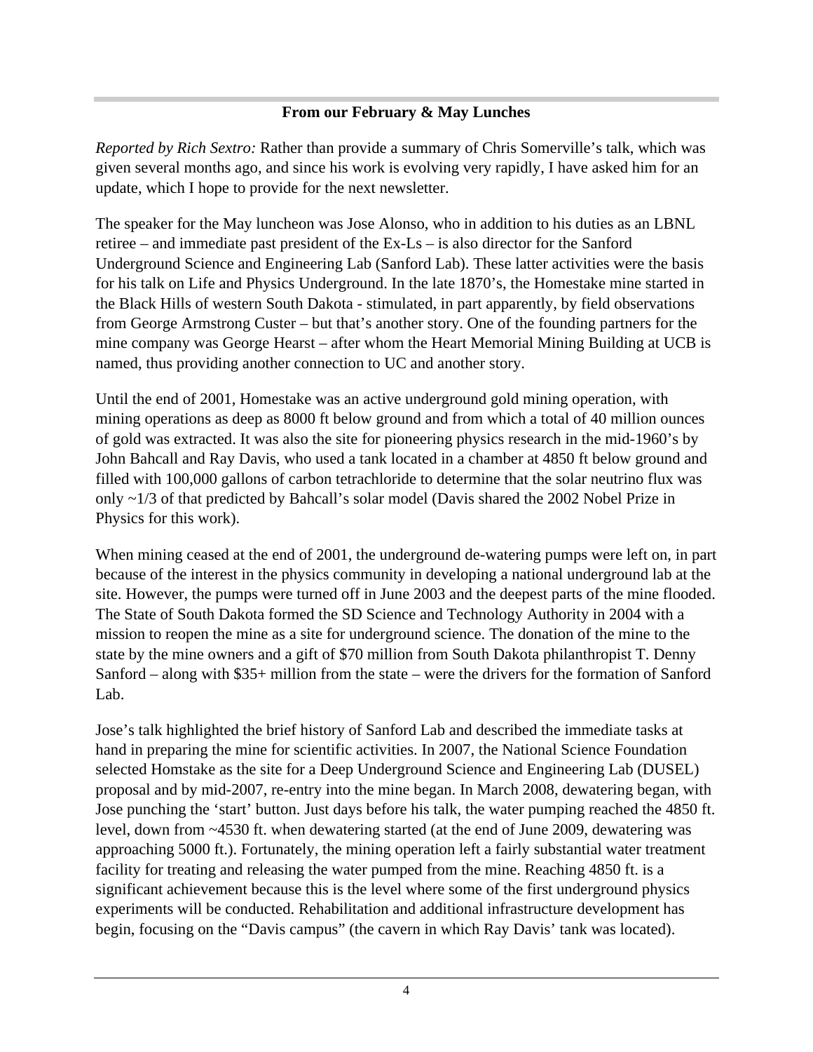## From our February & May Lunches

*Reported by Rich Sextro:* Rather than provide a summary of Chris Somerville's talk, which was given several months ago, and since his work is evolving very rapidly, I have asked him for an update, which I hope to provide for the next newsletter.

The speaker for the May luncheon was Jose Alonso, who in addition to his duties as an LBNL retiree – and immediate past president of the Ex-Ls – is also director for the Sanford Underground Science and Engineering Lab (Sanford Lab). These latter activities were the basis for his talk on Life and Physics Underground. In the late 1870's, the Homestake mine started in the Black Hills of western South Dakota - stimulated, in part apparently, by field observations from George Armstrong Custer – but that's another story. One of the founding partners for the mine company was George Hearst – after whom the Heart Memorial Mining Building at UCB is named, thus providing another connection to UC and another story.

Until the end of 2001, Homestake was an active underground gold mining operation, with mining operations as deep as 8000 ft below ground and from which a total of 40 million ounces of gold was extracted. It was also the site for pioneering physics research in the mid-1960's by John Bahcall and Ray Davis, who used a tank located in a chamber at 4850 ft below ground and filled with 100,000 gallons of carbon tetrachloride to determine that the solar neutrino flux was only ~1/3 of that predicted by Bahcall's solar model (Davis shared the 2002 Nobel Prize in Physics for this work).

When mining ceased at the end of 2001, the underground de-watering pumps were left on, in part because of the interest in the physics community in developing a national underground lab at the site. However, the pumps were turned off in June 2003 and the deepest parts of the mine flooded. The State of South Dakota formed the SD Science and Technology Authority in 2004 with a mission to reopen the mine as a site for underground science. The donation of the mine to the state by the mine owners and a gift of $70 million from South Dakota philanthropist T. Denny Sanford – along with $35+ million from the state – were the drivers for the formation of Sanford Lab.

Jose's talk highlighted the brief history of Sanford Lab and described the immediate tasks at hand in preparing the mine for scientific activities. In 2007, the National Science Foundation selected Homstake as the site for a Deep Underground Science and Engineering Lab (DUSEL) proposal and by mid-2007, re-entry into the mine began. In March 2008, dewatering began, with Jose punching the 'start' button. Just days before his talk, the water pumping reached the 4850 ft. level, down from ~4530 ft. when dewatering started (at the end of June 2009, dewatering was approaching 5000 ft.). Fortunately, the mining operation left a fairly substantial water treatment facility for treating and releasing the water pumped from the mine. Reaching 4850 ft. is a significant achievement because this is the level where some of the first underground physics experiments will be conducted. Rehabilitation and additional infrastructure development has begin, focusing on the "Davis campus" (the cavern in which Ray Davis' tank was located).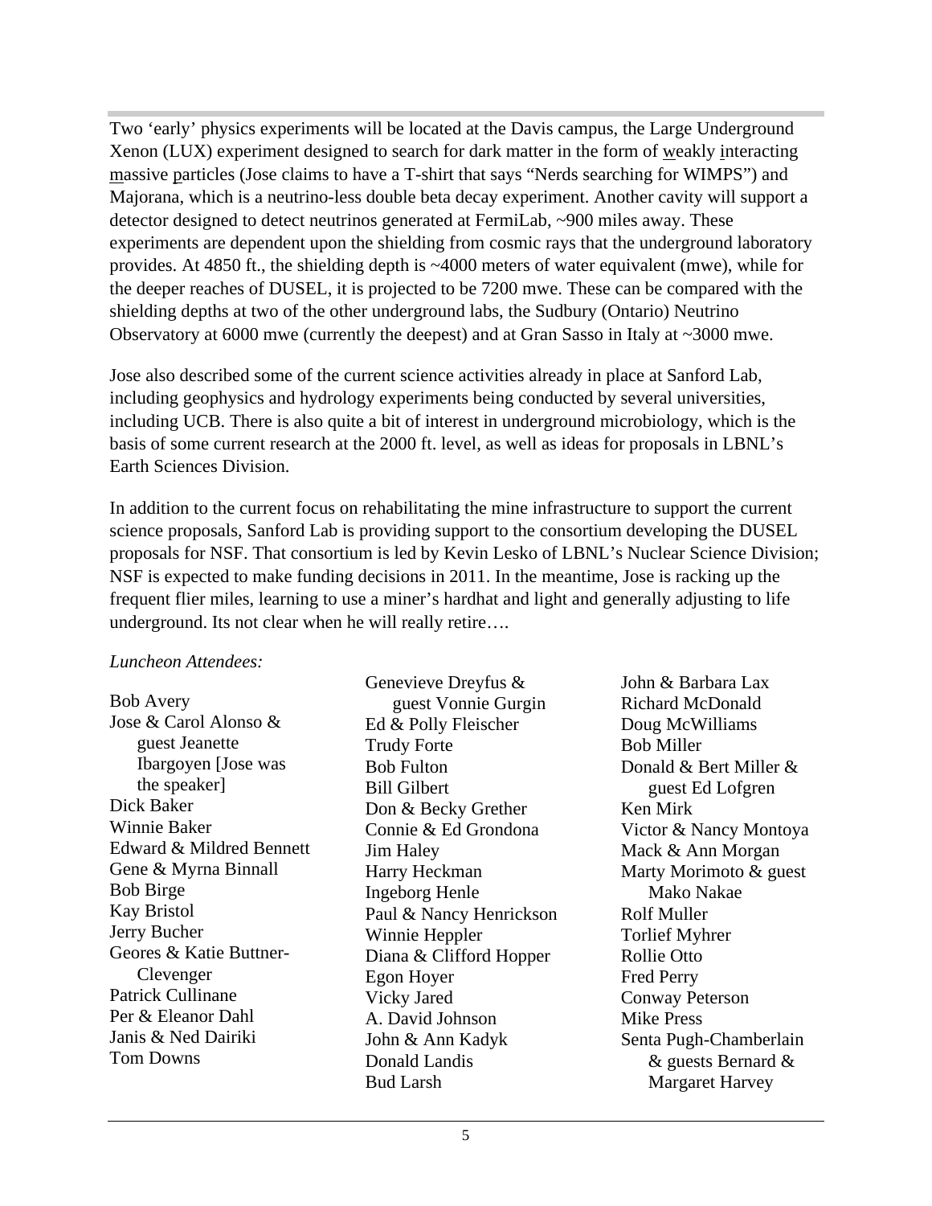Two 'early' physics experiments will be located at the Davis campus, the Large Underground Xenon (LUX) experiment designed to search for dark matter in the form of weakly interacting massive particles (Jose claims to have a T-shirt that says "Nerds searching for WIMPS") and Majorana, which is a neutrino-less double beta decay experiment. Another cavity will support a detector designed to detect neutrinos generated at FermiLab, ~900 miles away. These experiments are dependent upon the shielding from cosmic rays that the underground laboratory provides. At 4850 ft., the shielding depth is ~4000 meters of water equivalent (mwe), while for the deeper reaches of DUSEL, it is projected to be 7200 mwe. These can be compared with the shielding depths at two of the other underground labs, the Sudbury (Ontario) Neutrino Observatory at 6000 mwe (currently the deepest) and at Gran Sasso in Italy at ~3000 mwe.

Jose also described some of the current science activities already in place at Sanford Lab, including geophysics and hydrology experiments being conducted by several universities, including UCB. There is also quite a bit of interest in underground microbiology, which is the basis of some current research at the 2000 ft. level, as well as ideas for proposals in LBNL's Earth Sciences Division.

In addition to the current focus on rehabilitating the mine infrastructure to support the current science proposals, Sanford Lab is providing support to the consortium developing the DUSEL proposals for NSF. That consortium is led by Kevin Lesko of LBNL's Nuclear Science Division; NSF is expected to make funding decisions in 2011. In the meantime, Jose is racking up the frequent flier miles, learning to use a miner's hardhat and light and generally adjusting to life underground. Its not clear when he will really retire….

*Luncheon Attendees:*

Bob Avery
Jose & Carol Alonso & guest Jeanette Ibargoyen [Jose was the speaker]
Dick Baker
Winnie Baker
Edward & Mildred Bennett
Gene & Myrna Binnall
Bob Birge
Kay Bristol
Jerry Bucher
Geores & Katie Buttner-Clevenger
Patrick Cullinane
Per & Eleanor Dahl
Janis & Ned Dairiki
Tom Downs
Genevieve Dreyfus & guest Vonnie Gurgin
Ed & Polly Fleischer
Trudy Forte
Bob Fulton
Bill Gilbert
Don & Becky Grether
Connie & Ed Grondona
Jim Haley
Harry Heckman
Ingeborg Henle
Paul & Nancy Henrickson
Winnie Heppler
Diana & Clifford Hopper
Egon Hoyer
Vicky Jared
A. David Johnson
John & Ann Kadyk
Donald Landis
Bud Larsh
John & Barbara Lax
Richard McDonald
Doug McWilliams
Bob Miller
Donald & Bert Miller & guest Ed Lofgren
Ken Mirk
Victor & Nancy Montoya
Mack & Ann Morgan
Marty Morimoto & guest Mako Nakae
Rolf Muller
Torlief Myhrer
Rollie Otto
Fred Perry
Conway Peterson
Mike Press
Senta Pugh-Chamberlain & guests Bernard & Margaret Harvey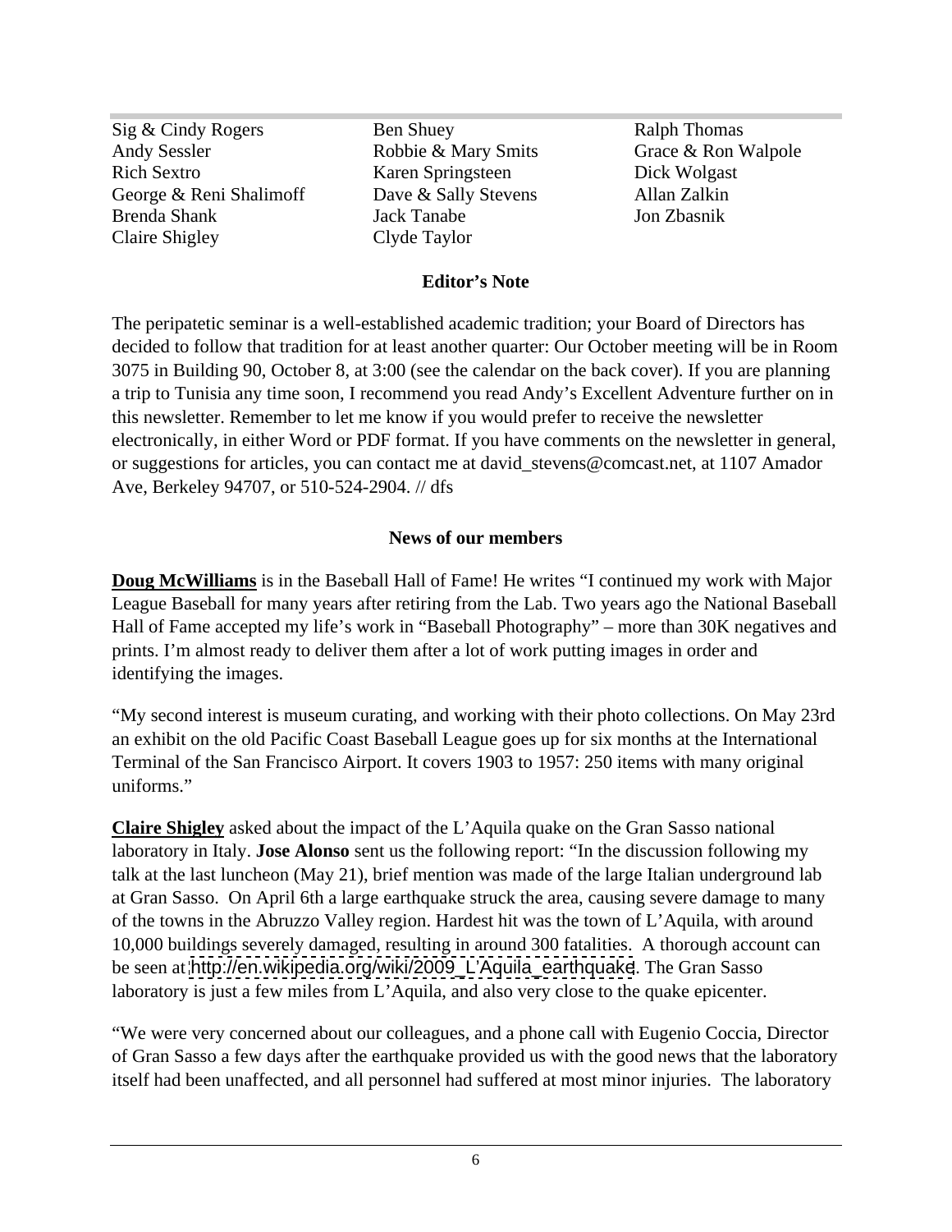Sig & Cindy Rogers
Andy Sessler
Rich Sextro
George & Reni Shalimoff
Brenda Shank
Claire Shigley
Ben Shuey
Robbie & Mary Smits
Karen Springsteen
Dave & Sally Stevens
Jack Tanabe
Clyde Taylor
Ralph Thomas
Grace & Ron Walpole
Dick Wolgast
Allan Zalkin
Jon Zbasnik

**Editor's Note**

The peripatetic seminar is a well-established academic tradition; your Board of Directors has decided to follow that tradition for at least another quarter: Our October meeting will be in Room 3075 in Building 90, October 8, at 3:00 (see the calendar on the back cover). If you are planning a trip to Tunisia any time soon, I recommend you read Andy's Excellent Adventure further on in this newsletter. Remember to let me know if you would prefer to receive the newsletter electronically, in either Word or PDF format. If you have comments on the newsletter in general, or suggestions for articles, you can contact me at david_stevens@comcast.net, at 1107 Amador Ave, Berkeley 94707, or 510-524-2904. // dfs

**News of our members**

**Doug McWilliams** is in the Baseball Hall of Fame! He writes "I continued my work with Major League Baseball for many years after retiring from the Lab. Two years ago the National Baseball Hall of Fame accepted my life's work in "Baseball Photography" – more than 30K negatives and prints. I'm almost ready to deliver them after a lot of work putting images in order and identifying the images.

"My second interest is museum curating, and working with their photo collections. On May 23rd an exhibit on the old Pacific Coast Baseball League goes up for six months at the International Terminal of the San Francisco Airport. It covers 1903 to 1957: 250 items with many original uniforms."

**Claire Shigley** asked about the impact of the L'Aquila quake on the Gran Sasso national laboratory in Italy. **Jose Alonso** sent us the following report: "In the discussion following my talk at the last luncheon (May 21), brief mention was made of the large Italian underground lab at Gran Sasso. On April 6th a large earthquake struck the area, causing severe damage to many of the towns in the Abruzzo Valley region. Hardest hit was the town of L'Aquila, with around 10,000 buildings severely damaged, resulting in around 300 fatalities. A thorough account can be seen at http://en.wikipedia.org/wiki/2009_L'Aquila_earthquake. The Gran Sasso laboratory is just a few miles from L'Aquila, and also very close to the quake epicenter.

"We were very concerned about our colleagues, and a phone call with Eugenio Coccia, Director of Gran Sasso a few days after the earthquake provided us with the good news that the laboratory itself had been unaffected, and all personnel had suffered at most minor injuries. The laboratory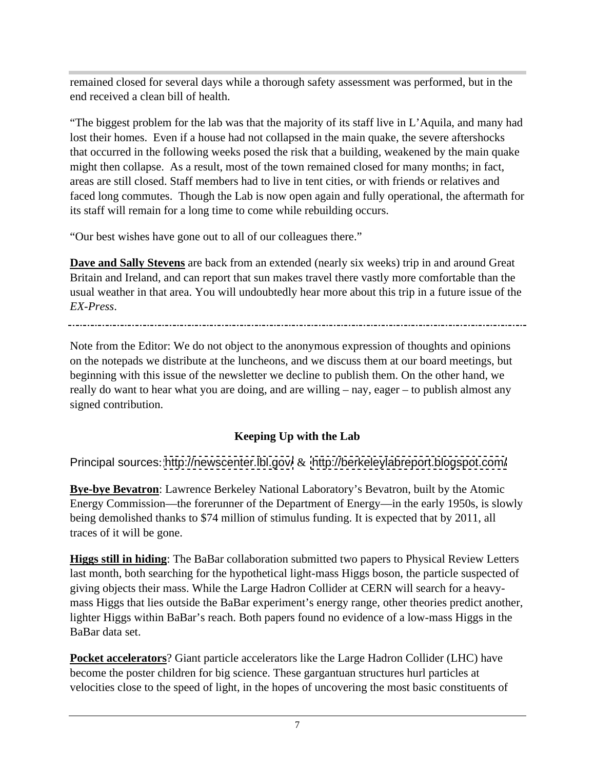remained closed for several days while a thorough safety assessment was performed, but in the end received a clean bill of health.

"The biggest problem for the lab was that the majority of its staff live in L'Aquila, and many had lost their homes. Even if a house had not collapsed in the main quake, the severe aftershocks that occurred in the following weeks posed the risk that a building, weakened by the main quake might then collapse. As a result, most of the town remained closed for many months; in fact, areas are still closed. Staff members had to live in tent cities, or with friends or relatives and faced long commutes. Though the Lab is now open again and fully operational, the aftermath for its staff will remain for a long time to come while rebuilding occurs.

"Our best wishes have gone out to all of our colleagues there."

**Dave and Sally Stevens** are back from an extended (nearly six weeks) trip in and around Great Britain and Ireland, and can report that sun makes travel there vastly more comfortable than the usual weather in that area. You will undoubtedly hear more about this trip in a future issue of the *EX-Press*.

---

Note from the Editor: We do not object to the anonymous expression of thoughts and opinions on the notepads we distribute at the luncheons, and we discuss them at our board meetings, but beginning with this issue of the newsletter we decline to publish them. On the other hand, we really do want to hear what you are doing, and are willing – nay, eager – to publish almost any signed contribution.

## Keeping Up with the Lab

Principal sources: http://newscenter.lbl.gov/ & http://berkeleylabreport.blogspot.com/

**Bye-bye Bevatron**: Lawrence Berkeley National Laboratory's Bevatron, built by the Atomic Energy Commission—the forerunner of the Department of Energy—in the early 1950s, is slowly being demolished thanks to $74 million of stimulus funding. It is expected that by 2011, all traces of it will be gone.

**Higgs still in hiding**: The BaBar collaboration submitted two papers to Physical Review Letters last month, both searching for the hypothetical light-mass Higgs boson, the particle suspected of giving objects their mass. While the Large Hadron Collider at CERN will search for a heavy-mass Higgs that lies outside the BaBar experiment's energy range, other theories predict another, lighter Higgs within BaBar's reach. Both papers found no evidence of a low-mass Higgs in the BaBar data set.

**Pocket accelerators**? Giant particle accelerators like the Large Hadron Collider (LHC) have become the poster children for big science. These gargantuan structures hurl particles at velocities close to the speed of light, in the hopes of uncovering the most basic constituents of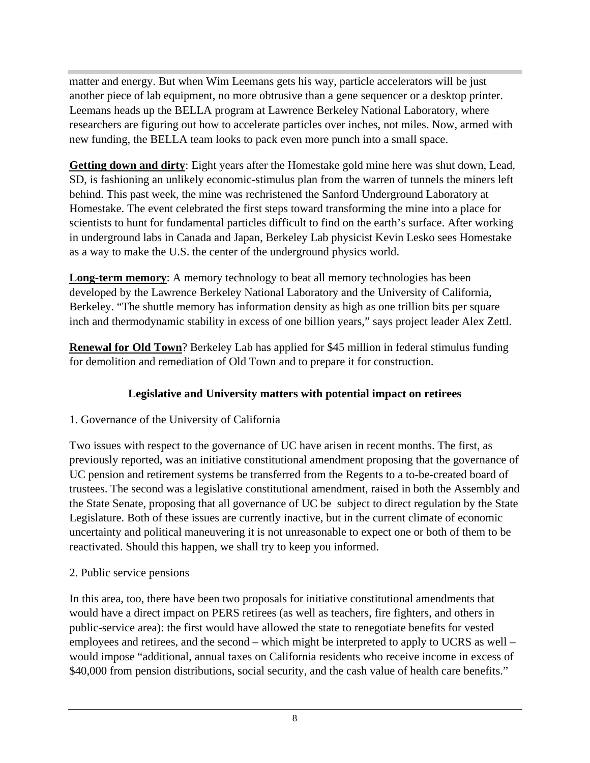matter and energy. But when Wim Leemans gets his way, particle accelerators will be just another piece of lab equipment, no more obtrusive than a gene sequencer or a desktop printer. Leemans heads up the BELLA program at Lawrence Berkeley National Laboratory, where researchers are figuring out how to accelerate particles over inches, not miles. Now, armed with new funding, the BELLA team looks to pack even more punch into a small space.

**Getting down and dirty**: Eight years after the Homestake gold mine here was shut down, Lead, SD, is fashioning an unlikely economic-stimulus plan from the warren of tunnels the miners left behind. This past week, the mine was rechristened the Sanford Underground Laboratory at Homestake. The event celebrated the first steps toward transforming the mine into a place for scientists to hunt for fundamental particles difficult to find on the earth's surface. After working in underground labs in Canada and Japan, Berkeley Lab physicist Kevin Lesko sees Homestake as a way to make the U.S. the center of the underground physics world.

**Long-term memory**: A memory technology to beat all memory technologies has been developed by the Lawrence Berkeley National Laboratory and the University of California, Berkeley. "The shuttle memory has information density as high as one trillion bits per square inch and thermodynamic stability in excess of one billion years," says project leader Alex Zettl.

**Renewal for Old Town**? Berkeley Lab has applied for $45 million in federal stimulus funding for demolition and remediation of Old Town and to prepare it for construction.

## Legislative and University matters with potential impact on retirees

1. Governance of the University of California

Two issues with respect to the governance of UC have arisen in recent months. The first, as previously reported, was an initiative constitutional amendment proposing that the governance of UC pension and retirement systems be transferred from the Regents to a to-be-created board of trustees. The second was a legislative constitutional amendment, raised in both the Assembly and the State Senate, proposing that all governance of UC be subject to direct regulation by the State Legislature. Both of these issues are currently inactive, but in the current climate of economic uncertainty and political maneuvering it is not unreasonable to expect one or both of them to be reactivated. Should this happen, we shall try to keep you informed.

2. Public service pensions

In this area, too, there have been two proposals for initiative constitutional amendments that would have a direct impact on PERS retirees (as well as teachers, fire fighters, and others in public-service area): the first would have allowed the state to renegotiate benefits for vested employees and retirees, and the second – which might be interpreted to apply to UCRS as well – would impose "additional, annual taxes on California residents who receive income in excess of $40,000 from pension distributions, social security, and the cash value of health care benefits."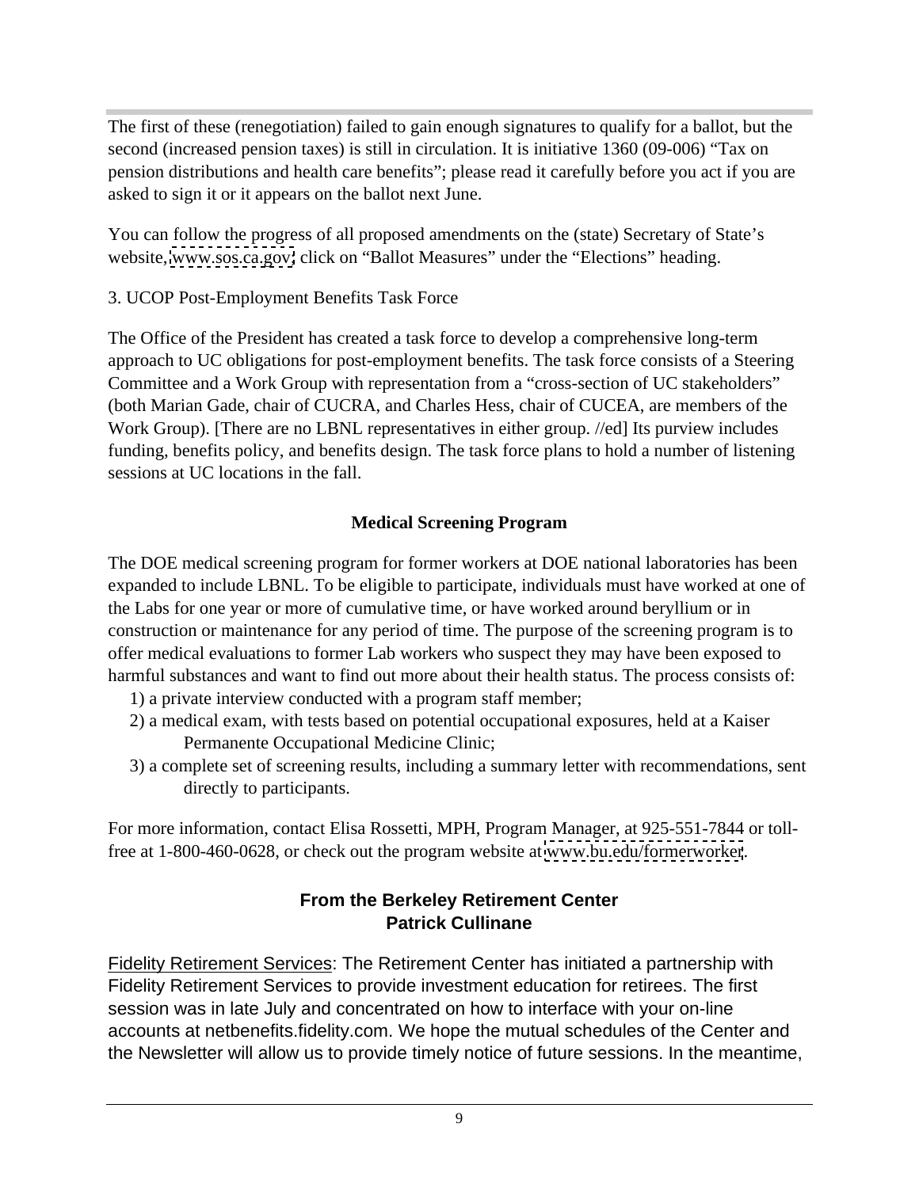The first of these (renegotiation) failed to gain enough signatures to qualify for a ballot, but the second (increased pension taxes) is still in circulation. It is initiative 1360 (09-006) "Tax on pension distributions and health care benefits"; please read it carefully before you act if you are asked to sign it or it appears on the ballot next June.

You can follow the progress of all proposed amendments on the (state) Secretary of State's website, www.sos.ca.gov; click on "Ballot Measures" under the "Elections" heading.

3. UCOP Post-Employment Benefits Task Force

The Office of the President has created a task force to develop a comprehensive long-term approach to UC obligations for post-employment benefits. The task force consists of a Steering Committee and a Work Group with representation from a "cross-section of UC stakeholders" (both Marian Gade, chair of CUCRA, and Charles Hess, chair of CUCEA, are members of the Work Group). [There are no LBNL representatives in either group. //ed] Its purview includes funding, benefits policy, and benefits design. The task force plans to hold a number of listening sessions at UC locations in the fall.

## Medical Screening Program

The DOE medical screening program for former workers at DOE national laboratories has been expanded to include LBNL. To be eligible to participate, individuals must have worked at one of the Labs for one year or more of cumulative time, or have worked around beryllium or in construction or maintenance for any period of time. The purpose of the screening program is to offer medical evaluations to former Lab workers who suspect they may have been exposed to harmful substances and want to find out more about their health status. The process consists of:

1) a private interview conducted with a program staff member;
2) a medical exam, with tests based on potential occupational exposures, held at a Kaiser Permanente Occupational Medicine Clinic;
3) a complete set of screening results, including a summary letter with recommendations, sent directly to participants.

For more information, contact Elisa Rossetti, MPH, Program Manager, at 925-551-7844 or toll-free at 1-800-460-0628, or check out the program website at www.bu.edu/formerworker.

## From the Berkeley Retirement Center
## Patrick Cullinane

Fidelity Retirement Services: The Retirement Center has initiated a partnership with Fidelity Retirement Services to provide investment education for retirees. The first session was in late July and concentrated on how to interface with your on-line accounts at netbenefits.fidelity.com. We hope the mutual schedules of the Center and the Newsletter will allow us to provide timely notice of future sessions. In the meantime,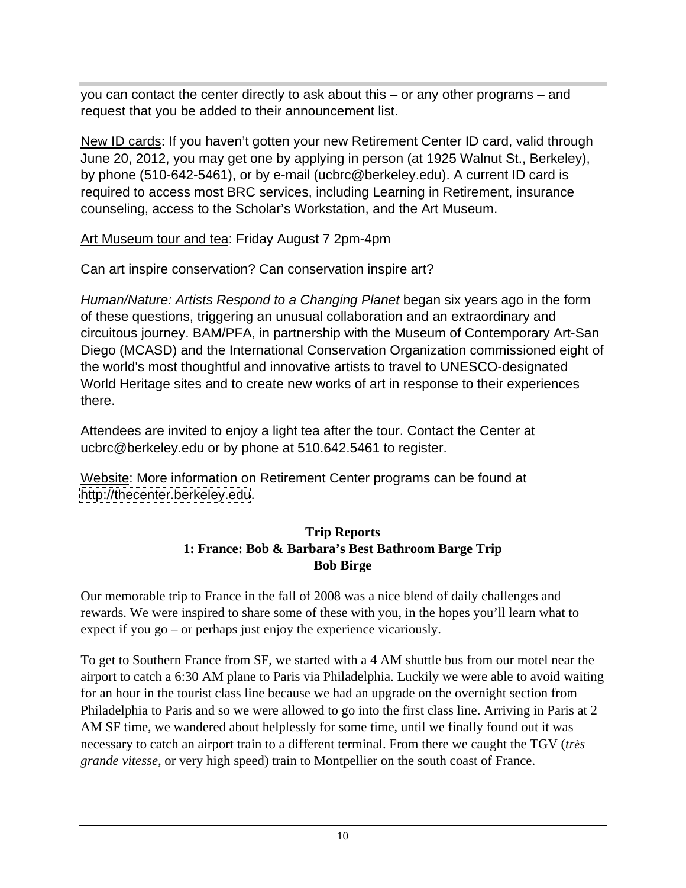you can contact the center directly to ask about this – or any other programs – and request that you be added to their announcement list.

New ID cards: If you haven't gotten your new Retirement Center ID card, valid through June 20, 2012, you may get one by applying in person (at 1925 Walnut St., Berkeley), by phone (510-642-5461), or by e-mail (ucbrc@berkeley.edu). A current ID card is required to access most BRC services, including Learning in Retirement, insurance counseling, access to the Scholar's Workstation, and the Art Museum.

Art Museum tour and tea: Friday August 7 2pm-4pm

Can art inspire conservation? Can conservation inspire art?

*Human/Nature: Artists Respond to a Changing Planet* began six years ago in the form of these questions, triggering an unusual collaboration and an extraordinary and circuitous journey. BAM/PFA, in partnership with the Museum of Contemporary Art-San Diego (MCASD) and the International Conservation Organization commissioned eight of the world's most thoughtful and innovative artists to travel to UNESCO-designated World Heritage sites and to create new works of art in response to their experiences there.

Attendees are invited to enjoy a light tea after the tour. Contact the Center at ucbrc@berkeley.edu or by phone at 510.642.5461 to register.

Website: More information on Retirement Center programs can be found at http://thecenter.berkeley.edu.

## Trip Reports
## 1: France: Bob & Barbara's Best Bathroom Barge Trip
**Bob Birge**

Our memorable trip to France in the fall of 2008 was a nice blend of daily challenges and rewards. We were inspired to share some of these with you, in the hopes you'll learn what to expect if you go – or perhaps just enjoy the experience vicariously.

To get to Southern France from SF, we started with a 4 AM shuttle bus from our motel near the airport to catch a 6:30 AM plane to Paris via Philadelphia. Luckily we were able to avoid waiting for an hour in the tourist class line because we had an upgrade on the overnight section from Philadelphia to Paris and so we were allowed to go into the first class line. Arriving in Paris at 2 AM SF time, we wandered about helplessly for some time, until we finally found out it was necessary to catch an airport train to a different terminal. From there we caught the TGV (*très grande vitesse*, or very high speed) train to Montpellier on the south coast of France.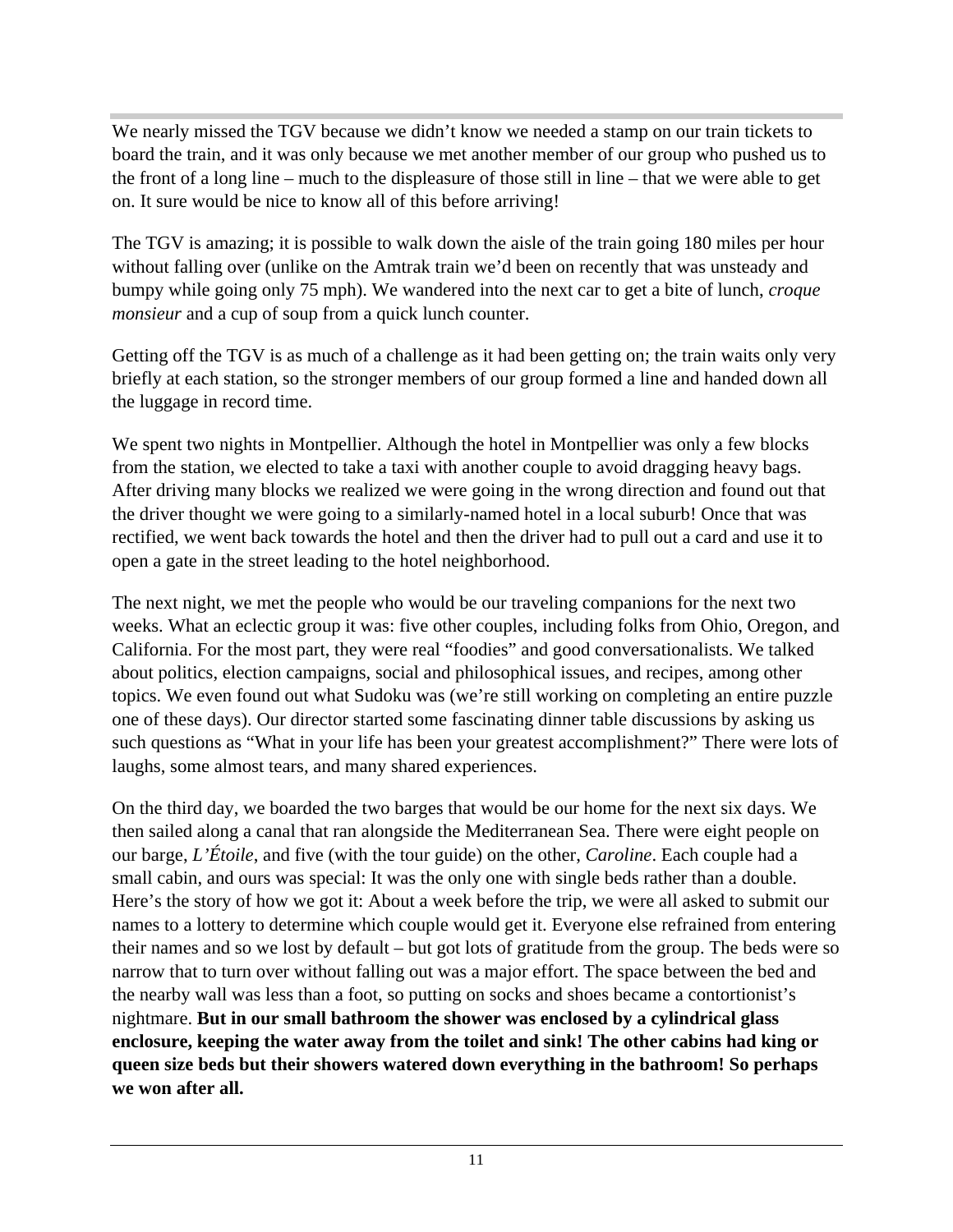We nearly missed the TGV because we didn't know we needed a stamp on our train tickets to board the train, and it was only because we met another member of our group who pushed us to the front of a long line – much to the displeasure of those still in line – that we were able to get on. It sure would be nice to know all of this before arriving!

The TGV is amazing; it is possible to walk down the aisle of the train going 180 miles per hour without falling over (unlike on the Amtrak train we'd been on recently that was unsteady and bumpy while going only 75 mph). We wandered into the next car to get a bite of lunch, *croque monsieur* and a cup of soup from a quick lunch counter.

Getting off the TGV is as much of a challenge as it had been getting on; the train waits only very briefly at each station, so the stronger members of our group formed a line and handed down all the luggage in record time.

We spent two nights in Montpellier. Although the hotel in Montpellier was only a few blocks from the station, we elected to take a taxi with another couple to avoid dragging heavy bags. After driving many blocks we realized we were going in the wrong direction and found out that the driver thought we were going to a similarly-named hotel in a local suburb! Once that was rectified, we went back towards the hotel and then the driver had to pull out a card and use it to open a gate in the street leading to the hotel neighborhood.

The next night, we met the people who would be our traveling companions for the next two weeks. What an eclectic group it was: five other couples, including folks from Ohio, Oregon, and California. For the most part, they were real "foodies" and good conversationalists. We talked about politics, election campaigns, social and philosophical issues, and recipes, among other topics. We even found out what Sudoku was (we're still working on completing an entire puzzle one of these days). Our director started some fascinating dinner table discussions by asking us such questions as "What in your life has been your greatest accomplishment?" There were lots of laughs, some almost tears, and many shared experiences.

On the third day, we boarded the two barges that would be our home for the next six days. We then sailed along a canal that ran alongside the Mediterranean Sea. There were eight people on our barge, *L'Étoile*, and five (with the tour guide) on the other, *Caroline*. Each couple had a small cabin, and ours was special: It was the only one with single beds rather than a double. Here's the story of how we got it: About a week before the trip, we were all asked to submit our names to a lottery to determine which couple would get it. Everyone else refrained from entering their names and so we lost by default – but got lots of gratitude from the group. The beds were so narrow that to turn over without falling out was a major effort. The space between the bed and the nearby wall was less than a foot, so putting on socks and shoes became a contortionist's nightmare. **But in our small bathroom the shower was enclosed by a cylindrical glass enclosure, keeping the water away from the toilet and sink! The other cabins had king or queen size beds but their showers watered down everything in the bathroom! So perhaps we won after all.**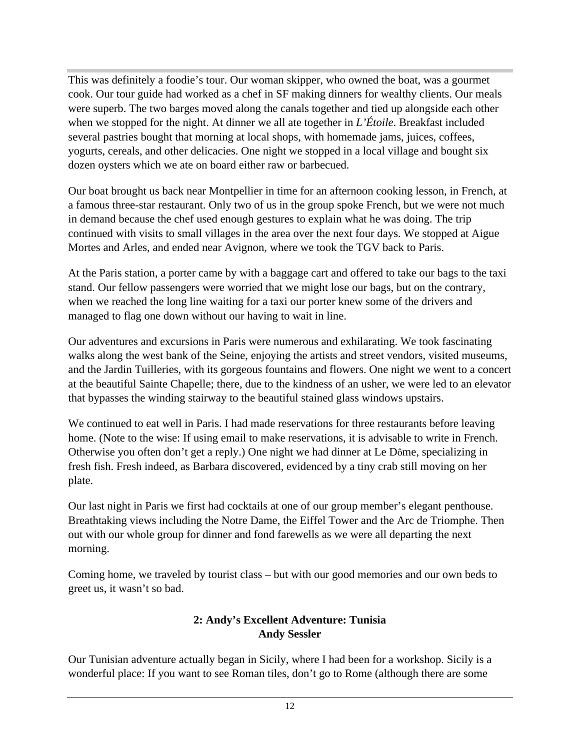This was definitely a foodie's tour. Our woman skipper, who owned the boat, was a gourmet cook. Our tour guide had worked as a chef in SF making dinners for wealthy clients. Our meals were superb. The two barges moved along the canals together and tied up alongside each other when we stopped for the night. At dinner we all ate together in *L'Étoile*. Breakfast included several pastries bought that morning at local shops, with homemade jams, juices, coffees, yogurts, cereals, and other delicacies. One night we stopped in a local village and bought six dozen oysters which we ate on board either raw or barbecued.

Our boat brought us back near Montpellier in time for an afternoon cooking lesson, in French, at a famous three-star restaurant. Only two of us in the group spoke French, but we were not much in demand because the chef used enough gestures to explain what he was doing. The trip continued with visits to small villages in the area over the next four days. We stopped at Aigue Mortes and Arles, and ended near Avignon, where we took the TGV back to Paris.

At the Paris station, a porter came by with a baggage cart and offered to take our bags to the taxi stand. Our fellow passengers were worried that we might lose our bags, but on the contrary, when we reached the long line waiting for a taxi our porter knew some of the drivers and managed to flag one down without our having to wait in line.

Our adventures and excursions in Paris were numerous and exhilarating. We took fascinating walks along the west bank of the Seine, enjoying the artists and street vendors, visited museums, and the Jardin Tuilleries, with its gorgeous fountains and flowers. One night we went to a concert at the beautiful Sainte Chapelle; there, due to the kindness of an usher, we were led to an elevator that bypasses the winding stairway to the beautiful stained glass windows upstairs.

We continued to eat well in Paris. I had made reservations for three restaurants before leaving home. (Note to the wise: If using email to make reservations, it is advisable to write in French. Otherwise you often don't get a reply.) One night we had dinner at Le Dôme, specializing in fresh fish. Fresh indeed, as Barbara discovered, evidenced by a tiny crab still moving on her plate.

Our last night in Paris we first had cocktails at one of our group member's elegant penthouse. Breathtaking views including the Notre Dame, the Eiffel Tower and the Arc de Triomphe. Then out with our whole group for dinner and fond farewells as we were all departing the next morning.

Coming home, we traveled by tourist class – but with our good memories and our own beds to greet us, it wasn't so bad.

## 2: Andy's Excellent Adventure: Tunisia
**Andy Sessler**

Our Tunisian adventure actually began in Sicily, where I had been for a workshop. Sicily is a wonderful place: If you want to see Roman tiles, don't go to Rome (although there are some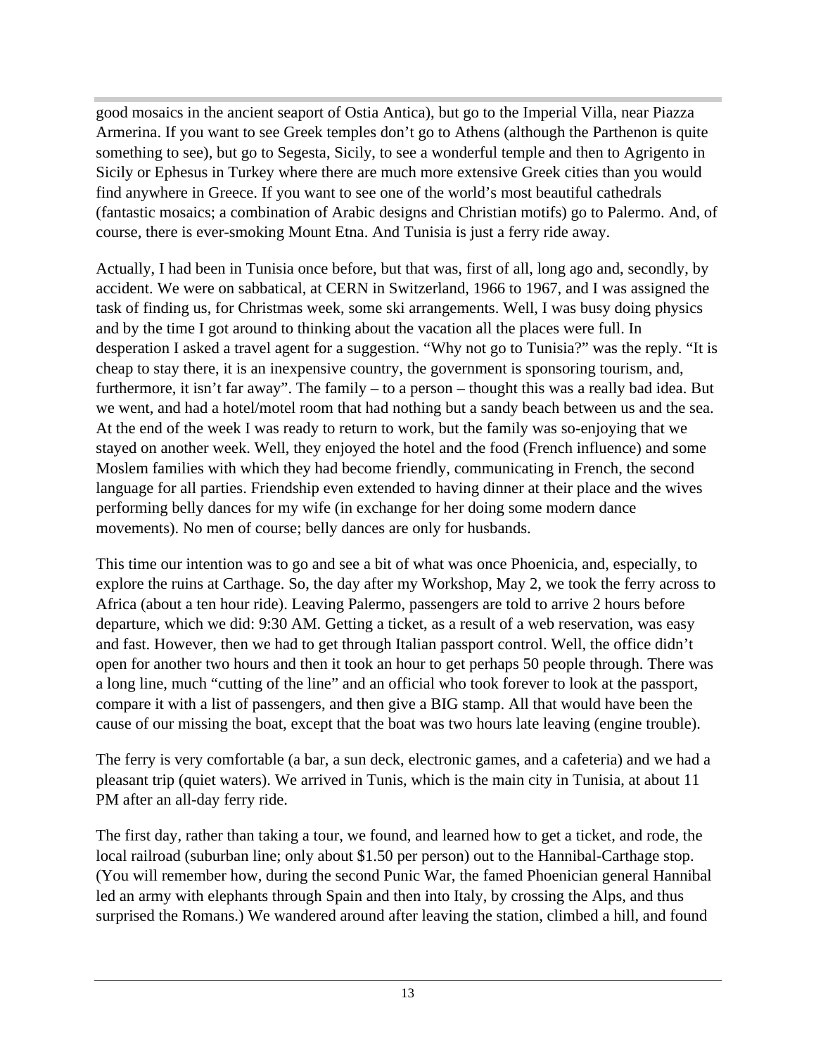good mosaics in the ancient seaport of Ostia Antica), but go to the Imperial Villa, near Piazza Armerina. If you want to see Greek temples don't go to Athens (although the Parthenon is quite something to see), but go to Segesta, Sicily, to see a wonderful temple and then to Agrigento in Sicily or Ephesus in Turkey where there are much more extensive Greek cities than you would find anywhere in Greece. If you want to see one of the world's most beautiful cathedrals (fantastic mosaics; a combination of Arabic designs and Christian motifs) go to Palermo. And, of course, there is ever-smoking Mount Etna. And Tunisia is just a ferry ride away.

Actually, I had been in Tunisia once before, but that was, first of all, long ago and, secondly, by accident. We were on sabbatical, at CERN in Switzerland, 1966 to 1967, and I was assigned the task of finding us, for Christmas week, some ski arrangements. Well, I was busy doing physics and by the time I got around to thinking about the vacation all the places were full. In desperation I asked a travel agent for a suggestion. "Why not go to Tunisia?" was the reply. "It is cheap to stay there, it is an inexpensive country, the government is sponsoring tourism, and, furthermore, it isn't far away". The family – to a person – thought this was a really bad idea. But we went, and had a hotel/motel room that had nothing but a sandy beach between us and the sea. At the end of the week I was ready to return to work, but the family was so-enjoying that we stayed on another week. Well, they enjoyed the hotel and the food (French influence) and some Moslem families with which they had become friendly, communicating in French, the second language for all parties. Friendship even extended to having dinner at their place and the wives performing belly dances for my wife (in exchange for her doing some modern dance movements). No men of course; belly dances are only for husbands.

This time our intention was to go and see a bit of what was once Phoenicia, and, especially, to explore the ruins at Carthage. So, the day after my Workshop, May 2, we took the ferry across to Africa (about a ten hour ride). Leaving Palermo, passengers are told to arrive 2 hours before departure, which we did: 9:30 AM. Getting a ticket, as a result of a web reservation, was easy and fast. However, then we had to get through Italian passport control. Well, the office didn't open for another two hours and then it took an hour to get perhaps 50 people through. There was a long line, much "cutting of the line" and an official who took forever to look at the passport, compare it with a list of passengers, and then give a BIG stamp. All that would have been the cause of our missing the boat, except that the boat was two hours late leaving (engine trouble).

The ferry is very comfortable (a bar, a sun deck, electronic games, and a cafeteria) and we had a pleasant trip (quiet waters). We arrived in Tunis, which is the main city in Tunisia, at about 11 PM after an all-day ferry ride.

The first day, rather than taking a tour, we found, and learned how to get a ticket, and rode, the local railroad (suburban line; only about $1.50 per person) out to the Hannibal-Carthage stop. (You will remember how, during the second Punic War, the famed Phoenician general Hannibal led an army with elephants through Spain and then into Italy, by crossing the Alps, and thus surprised the Romans.) We wandered around after leaving the station, climbed a hill, and found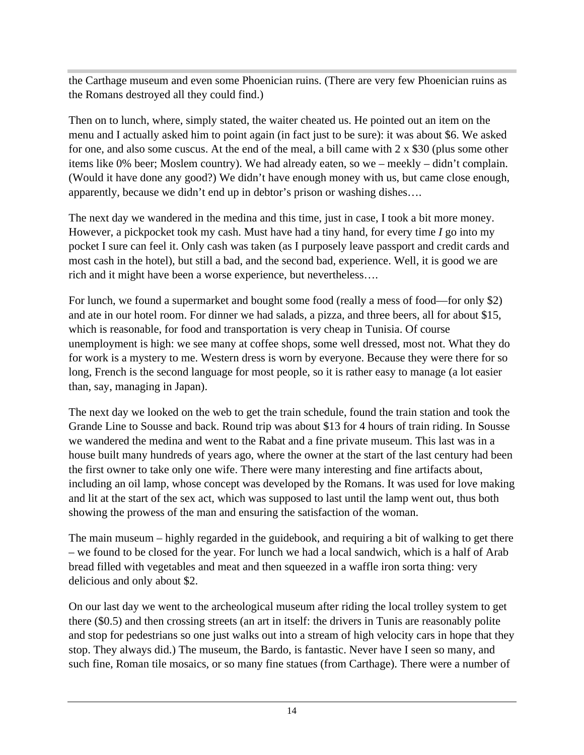the Carthage museum and even some Phoenician ruins. (There are very few Phoenician ruins as the Romans destroyed all they could find.)

Then on to lunch, where, simply stated, the waiter cheated us. He pointed out an item on the menu and I actually asked him to point again (in fact just to be sure): it was about $6. We asked for one, and also some cuscus. At the end of the meal, a bill came with 2 x $30 (plus some other items like 0% beer; Moslem country). We had already eaten, so we – meekly – didn't complain. (Would it have done any good?) We didn't have enough money with us, but came close enough, apparently, because we didn't end up in debtor's prison or washing dishes….

The next day we wandered in the medina and this time, just in case, I took a bit more money. However, a pickpocket took my cash. Must have had a tiny hand, for every time *I* go into my pocket I sure can feel it. Only cash was taken (as I purposely leave passport and credit cards and most cash in the hotel), but still a bad, and the second bad, experience. Well, it is good we are rich and it might have been a worse experience, but nevertheless….

For lunch, we found a supermarket and bought some food (really a mess of food—for only $2) and ate in our hotel room. For dinner we had salads, a pizza, and three beers, all for about $15, which is reasonable, for food and transportation is very cheap in Tunisia. Of course unemployment is high: we see many at coffee shops, some well dressed, most not. What they do for work is a mystery to me. Western dress is worn by everyone. Because they were there for so long, French is the second language for most people, so it is rather easy to manage (a lot easier than, say, managing in Japan).

The next day we looked on the web to get the train schedule, found the train station and took the Grande Line to Sousse and back. Round trip was about $13 for 4 hours of train riding. In Sousse we wandered the medina and went to the Rabat and a fine private museum. This last was in a house built many hundreds of years ago, where the owner at the start of the last century had been the first owner to take only one wife. There were many interesting and fine artifacts about, including an oil lamp, whose concept was developed by the Romans. It was used for love making and lit at the start of the sex act, which was supposed to last until the lamp went out, thus both showing the prowess of the man and ensuring the satisfaction of the woman.

The main museum – highly regarded in the guidebook, and requiring a bit of walking to get there – we found to be closed for the year. For lunch we had a local sandwich, which is a half of Arab bread filled with vegetables and meat and then squeezed in a waffle iron sorta thing: very delicious and only about $2.

On our last day we went to the archeological museum after riding the local trolley system to get there ($0.5) and then crossing streets (an art in itself: the drivers in Tunis are reasonably polite and stop for pedestrians so one just walks out into a stream of high velocity cars in hope that they stop. They always did.) The museum, the Bardo, is fantastic. Never have I seen so many, and such fine, Roman tile mosaics, or so many fine statues (from Carthage). There were a number of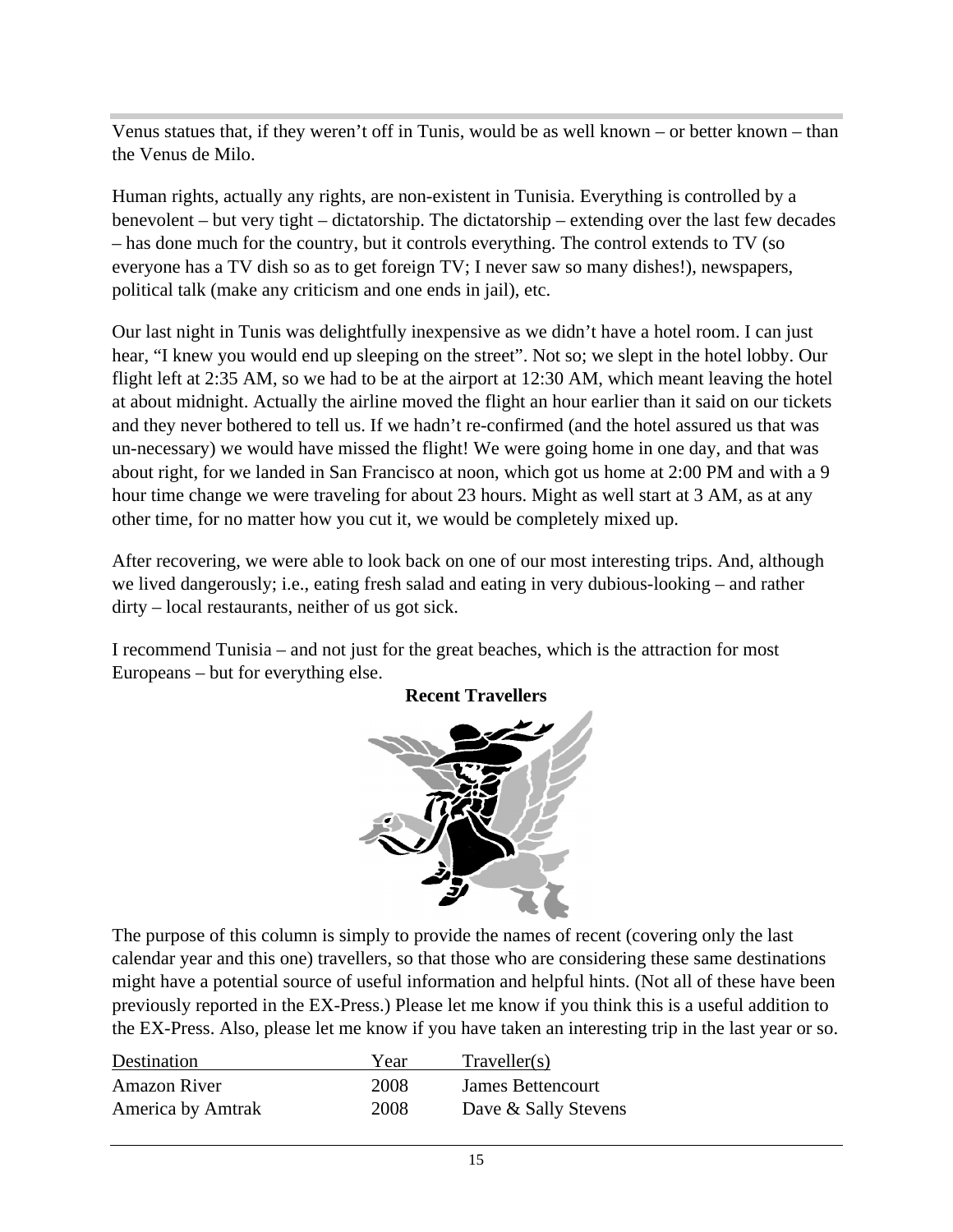Venus statues that, if they weren’t off in Tunis, would be as well known – or better known – than the Venus de Milo.

Human rights, actually any rights, are non-existent in Tunisia. Everything is controlled by a benevolent – but very tight – dictatorship. The dictatorship – extending over the last few decades – has done much for the country, but it controls everything. The control extends to TV (so everyone has a TV dish so as to get foreign TV; I never saw so many dishes!), newspapers, political talk (make any criticism and one ends in jail), etc.

Our last night in Tunis was delightfully inexpensive as we didn’t have a hotel room. I can just hear, “I knew you would end up sleeping on the street”. Not so; we slept in the hotel lobby. Our flight left at 2:35 AM, so we had to be at the airport at 12:30 AM, which meant leaving the hotel at about midnight. Actually the airline moved the flight an hour earlier than it said on our tickets and they never bothered to tell us. If we hadn’t re-confirmed (and the hotel assured us that was un-necessary) we would have missed the flight! We were going home in one day, and that was about right, for we landed in San Francisco at noon, which got us home at 2:00 PM and with a 9 hour time change we were traveling for about 23 hours. Might as well start at 3 AM, as at any other time, for no matter how you cut it, we would be completely mixed up.

After recovering, we were able to look back on one of our most interesting trips. And, although we lived dangerously; i.e., eating fresh salad and eating in very dubious-looking – and rather dirty – local restaurants, neither of us got sick.

I recommend Tunisia – and not just for the great beaches, which is the attraction for most Europeans – but for everything else.

## Recent Travellers

The purpose of this column is simply to provide the names of recent (covering only the last calendar year and this one) travellers, so that those who are considering these same destinations might have a potential source of useful information and helpful hints. (Not all of these have been previously reported in the EX-Press.) Please let me know if you think this is a useful addition to the EX-Press. Also, please let me know if you have taken an interesting trip in the last year or so.

| Destination | Year | Traveller(s) |
|---|---|---|
| Amazon River | 2008 | James Bettencourt |
| America by Amtrak | 2008 | Dave & Sally Stevens |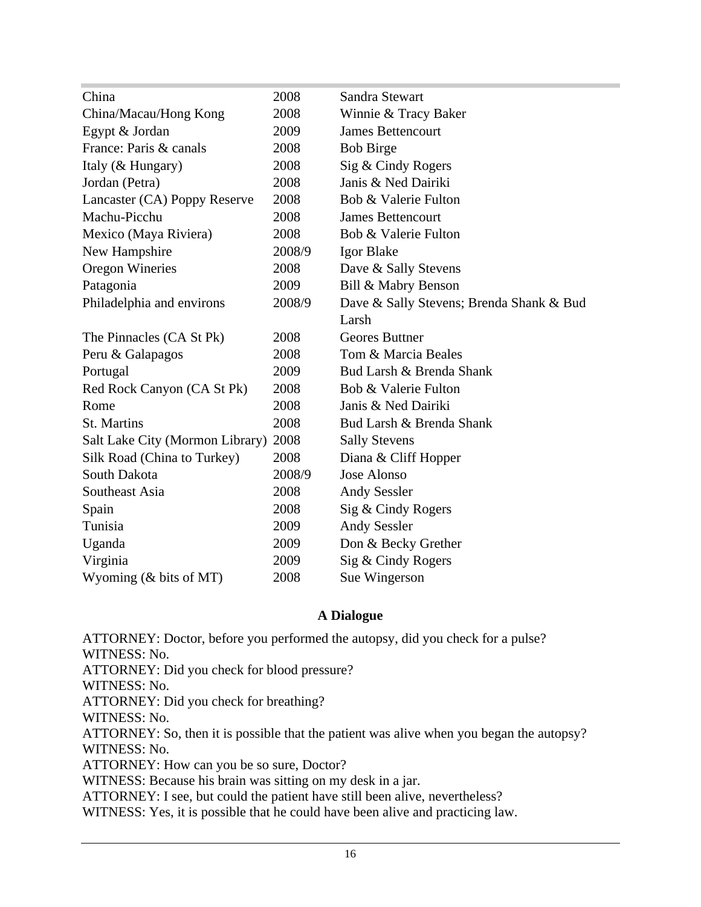| | | |
|---|---|---|
| China | 2008 | Sandra Stewart |
| China/Macau/Hong Kong | 2008 | Winnie & Tracy Baker |
| Egypt & Jordan | 2009 | James Bettencourt |
| France: Paris & canals | 2008 | Bob Birge |
| Italy (& Hungary) | 2008 | Sig & Cindy Rogers |
| Jordan (Petra) | 2008 | Janis & Ned Dairiki |
| Lancaster (CA) Poppy Reserve | 2008 | Bob & Valerie Fulton |
| Machu-Picchu | 2008 | James Bettencourt |
| Mexico (Maya Riviera) | 2008 | Bob & Valerie Fulton |
| New Hampshire | 2008/9 | Igor Blake |
| Oregon Wineries | 2008 | Dave & Sally Stevens |
| Patagonia | 2009 | Bill & Mabry Benson |
| Philadelphia and environs | 2008/9 | Dave & Sally Stevens; Brenda Shank & Bud Larsh |
| The Pinnacles (CA St Pk) | 2008 | Geores Buttner |
| Peru & Galapagos | 2008 | Tom & Marcia Beales |
| Portugal | 2009 | Bud Larsh & Brenda Shank |
| Red Rock Canyon (CA St Pk) | 2008 | Bob & Valerie Fulton |
| Rome | 2008 | Janis & Ned Dairiki |
| St. Martins | 2008 | Bud Larsh & Brenda Shank |
| Salt Lake City (Mormon Library) | 2008 | Sally Stevens |
| Silk Road (China to Turkey) | 2008 | Diana & Cliff Hopper |
| South Dakota | 2008/9 | Jose Alonso |
| Southeast Asia | 2008 | Andy Sessler |
| Spain | 2008 | Sig & Cindy Rogers |
| Tunisia | 2009 | Andy Sessler |
| Uganda | 2009 | Don & Becky Grether |
| Virginia | 2009 | Sig & Cindy Rogers |
| Wyoming (& bits of MT) | 2008 | Sue Wingerson |

**A Dialogue**

ATTORNEY: Doctor, before you performed the autopsy, did you check for a pulse?
WITNESS: No.
ATTORNEY: Did you check for blood pressure?
WITNESS: No.
ATTORNEY: Did you check for breathing?
WITNESS: No.
ATTORNEY: So, then it is possible that the patient was alive when you began the autopsy?
WITNESS: No.
ATTORNEY: How can you be so sure, Doctor?
WITNESS: Because his brain was sitting on my desk in a jar.
ATTORNEY: I see, but could the patient have still been alive, nevertheless?
WITNESS: Yes, it is possible that he could have been alive and practicing law.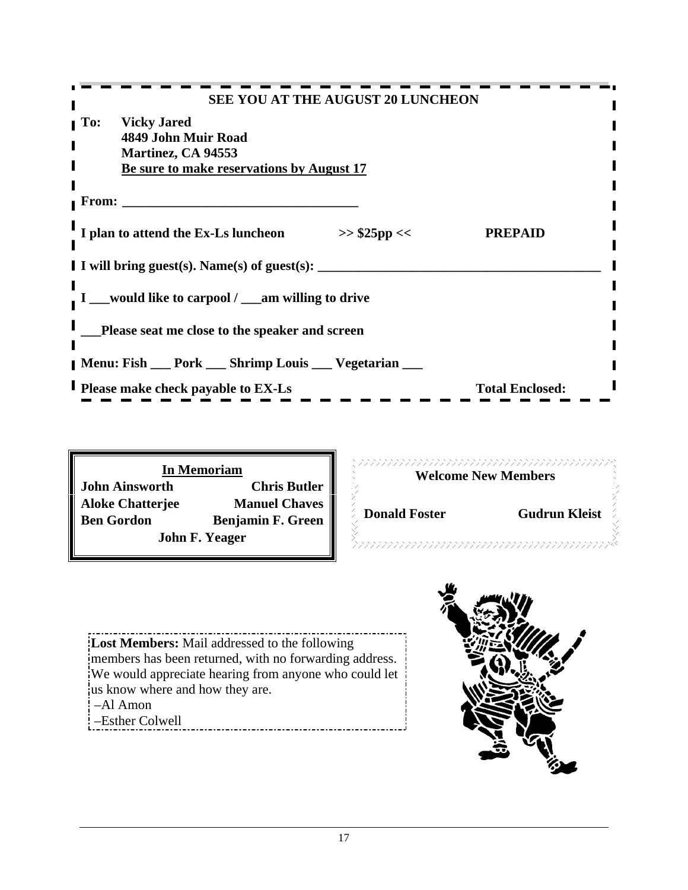## SEE YOU AT THE AUGUST 20 LUNCHEON

**To:** **Vicky Jared**
**4849 John Muir Road**
**Martinez, CA 94553**
**Be sure to make reservations by August 17**

**From: \_\_\_\_\_\_\_\_\_\_\_\_\_\_\_\_\_\_\_\_\_\_\_\_\_\_\_\_\_\_\_\_\_\_\_\_**

**I plan to attend the Ex-Ls luncheon >> $25pp << PREPAID**

**I will bring guest(s). Name(s) of guest(s): \_\_\_\_\_\_\_\_\_\_\_\_\_\_\_\_\_\_\_\_\_\_\_\_\_\_\_\_\_\_\_\_\_\_\_\_\_\_\_\_\_\_\_\_**

**I \_\_\_would like to carpool / \_\_\_am willing to drive**

**\_\_\_Please seat me close to the speaker and screen**

**Menu: Fish \_\_\_ Pork \_\_\_ Shrimp Louis \_\_\_ Vegetarian \_\_\_**

**Please make check payable to EX-Ls** **Total Enclosed:**

### In Memoriam

**John Ainsworth** **Chris Butler**
**Aloke Chatterjee** **Manuel Chaves**
**Ben Gordon** **Benjamin F. Green**
**John F. Yeager**

### Welcome New Members

**Donald Foster** **Gudrun Kleist**

**Lost Members:** Mail addressed to the following members has been returned, with no forwarding address. We would appreciate hearing from anyone who could let us know where and how they are.

–Al Amon
–Esther Colwell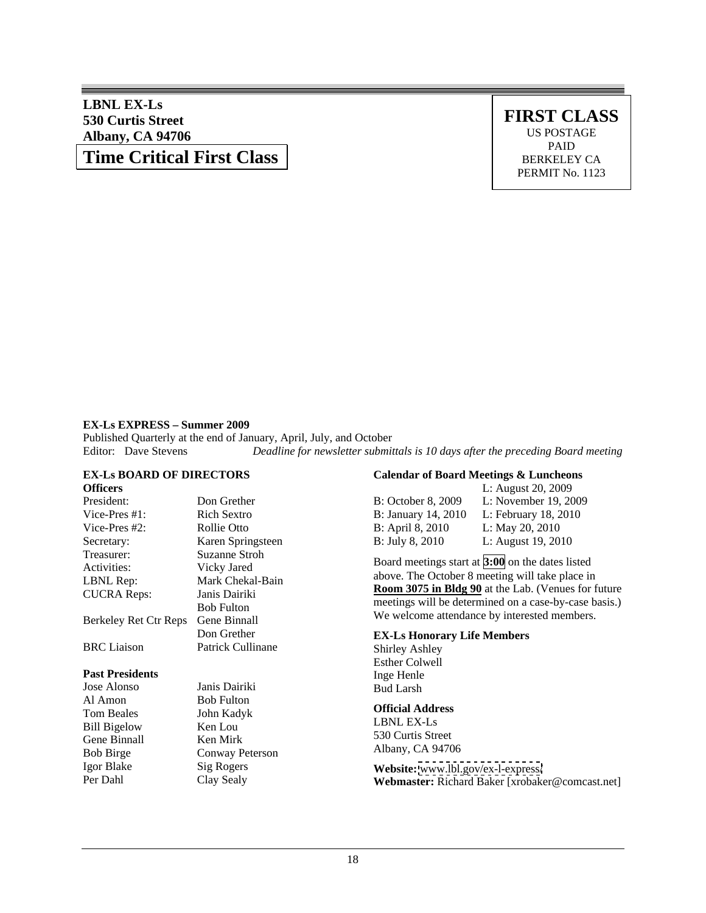**LBNL EX-Ls**
**530 Curtis Street**
**Albany, CA 94706**

**Time Critical First Class**

**FIRST CLASS**
US POSTAGE
PAID
BERKELEY CA
PERMIT No. 1123

**EX-Ls EXPRESS – Summer 2009**

Published Quarterly at the end of January, April, July, and October

Editor: Dave Stevens *Deadline for newsletter submittals is 10 days after the preceding Board meeting*

### EX-Ls BOARD OF DIRECTORS

**Officers**

| | |
|---|---|
| President: | Don Grether |
| Vice-Pres #1: | Rich Sextro |
| Vice-Pres #2: | Rollie Otto |
| Secretary: | Karen Springsteen |
| Treasurer: | Suzanne Stroh |
| Activities: | Vicky Jared |
| LBNL Rep: | Mark Chekal-Bain |
| CUCRA Reps: | Janis Dairiki |
| | Bob Fulton |
| Berkeley Ret Ctr Reps | Gene Binnall |
| | Don Grether |
| BRC Liaison | Patrick Cullinane |

**Past Presidents**

| | |
|---|---|
| Jose Alonso | Janis Dairiki |
| Al Amon | Bob Fulton |
| Tom Beales | John Kadyk |
| Bill Bigelow | Ken Lou |
| Gene Binnall | Ken Mirk |
| Bob Birge | Conway Peterson |
| Igor Blake | Sig Rogers |
| Per Dahl | Clay Sealy |

### Calendar of Board Meetings & Luncheons

| | |
|---|---|
| | L: August 20, 2009 |
| B: October 8, 2009 | L: November 19, 2009 |
| B: January 14, 2010 | L: February 18, 2010 |
| B: April 8, 2010 | L: May 20, 2010 |
| B: July 8, 2010 | L: August 19, 2010 |

Board meetings start at **3:00** on the dates listed above. The October 8 meeting will take place in **Room 3075 in Bldg 90** at the Lab. (Venues for future meetings will be determined on a case-by-case basis.) We welcome attendance by interested members.

**EX-Ls Honorary Life Members**

Shirley Ashley
Esther Colwell
Inge Henle
Bud Larsh

**Official Address**

LBNL EX-Ls
530 Curtis Street
Albany, CA 94706

**Website:** www.lbl.gov/ex-l-express/
**Webmaster:** Richard Baker [xrobaker@comcast.net]